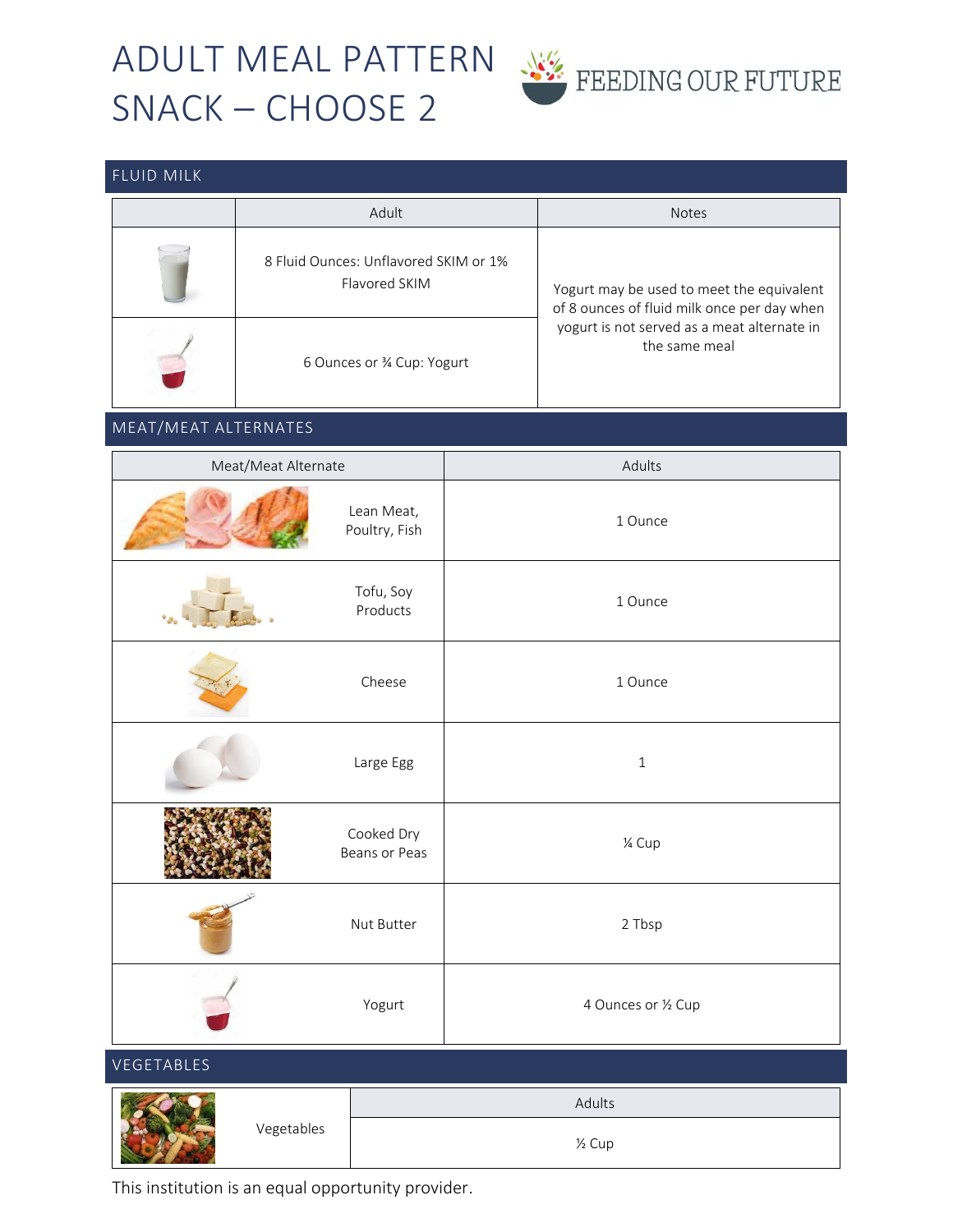# ADULT MEAL PATTERN SNACK – CHOOSE 2

FEEDING OUR FUTURE

## FLUID MILK

| | Adult | Notes |
|---|---|---|
| | 8 Fluid Ounces: Unflavored SKIM or 1% Flavored SKIM | Yogurt may be used to meet the equivalent of 8 ounces of fluid milk once per day when yogurt is not served as a meat alternate in the same meal |
| | 6 Ounces or ¾ Cup: Yogurt | |

## MEAT/MEAT ALTERNATES

| Meat/Meat Alternate | Adults |
|---|---|
| Lean Meat, Poultry, Fish | 1 Ounce |
| Tofu, Soy Products | 1 Ounce |
| Cheese | 1 Ounce |
| Large Egg | 1 |
| Cooked Dry Beans or Peas | ¼ Cup |
| Nut Butter | 2 Tbsp |
| Yogurt | 4 Ounces or ½ Cup |

## VEGETABLES

| | Adults |
|---|---|
| Vegetables | ½ Cup |

This institution is an equal opportunity provider.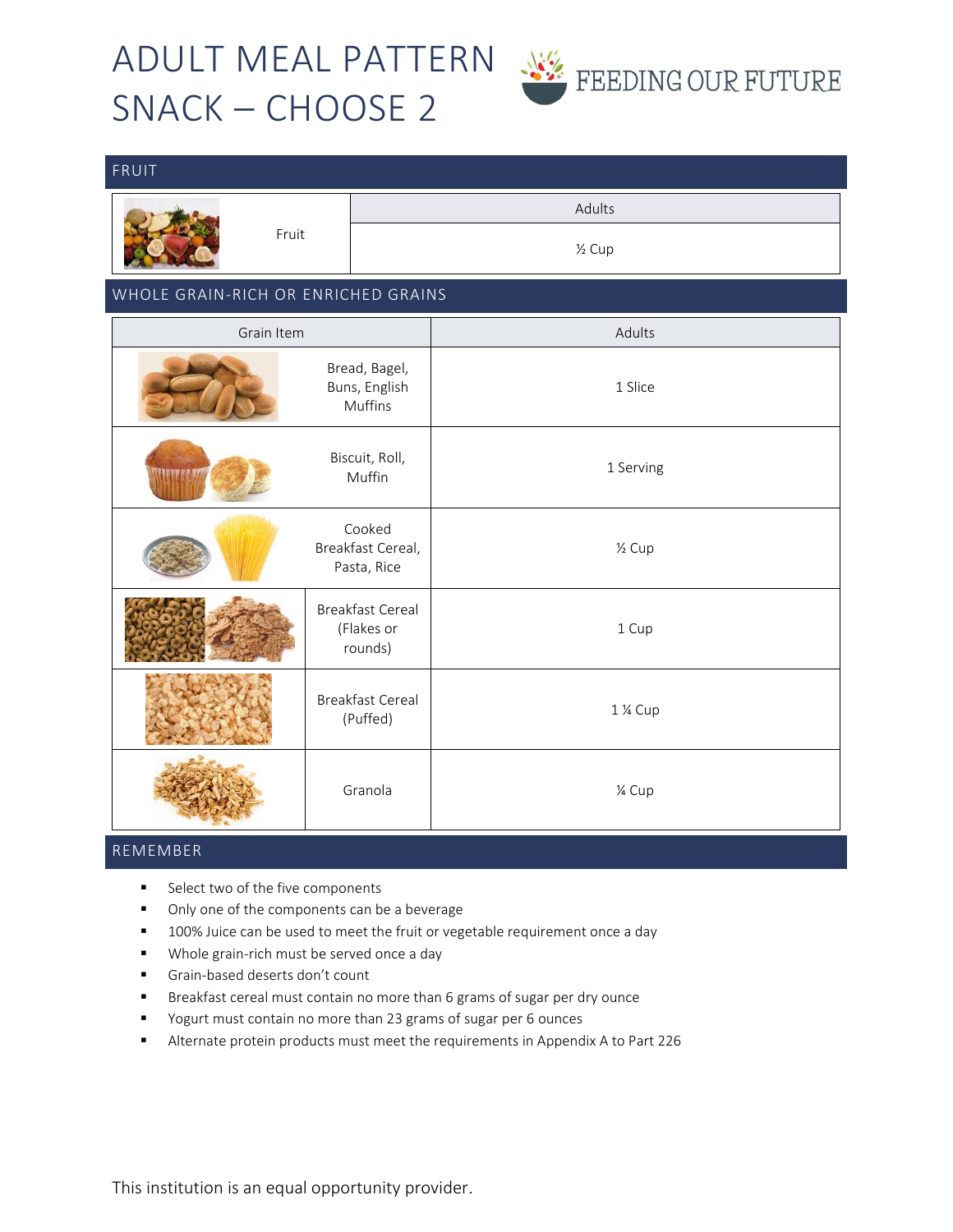# ADULT MEAL PATTERN SNACK – CHOOSE 2

FEEDING OUR FUTURE

## FRUIT

| | Adults |
|---|---|
| Fruit | ½ Cup |

## WHOLE GRAIN-RICH OR ENRICHED GRAINS

| Grain Item | Adults |
|---|---|
| Bread, Bagel, Buns, English Muffins | 1 Slice |
| Biscuit, Roll, Muffin | 1 Serving |
| Cooked Breakfast Cereal, Pasta, Rice | ½ Cup |
| Breakfast Cereal (Flakes or rounds) | 1 Cup |
| Breakfast Cereal (Puffed) | 1 ¼ Cup |
| Granola | ¼ Cup |

## REMEMBER

- Select two of the five components
- Only one of the components can be a beverage
- 100% Juice can be used to meet the fruit or vegetable requirement once a day
- Whole grain-rich must be served once a day
- Grain-based deserts don't count
- Breakfast cereal must contain no more than 6 grams of sugar per dry ounce
- Yogurt must contain no more than 23 grams of sugar per 6 ounces
- Alternate protein products must meet the requirements in Appendix A to Part 226

This institution is an equal opportunity provider.